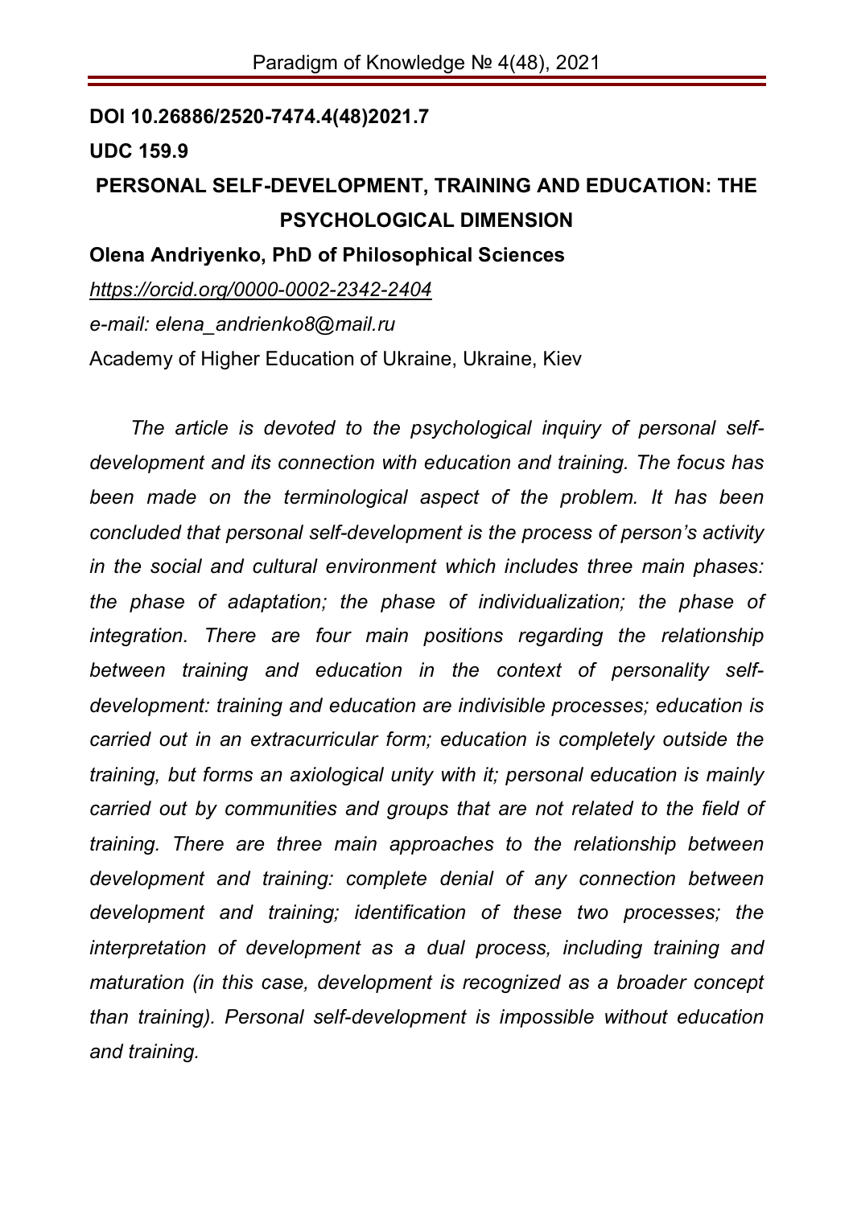**DOI 10.26886/2520-7474.4(48)2021.7**

**UDC 159.9**

# PERSONAL SELF-DEVELOPMENT, TRAINING AND EDUCATION: THE PSYCHOLOGICAL DIMENSION

**Olena Andriyenko, PhD of Philosophical Sciences**

*https://orcid.org/0000-0002-2342-2404*

*e-mail: elena_andrienko8@mail.ru*

Academy of Higher Education of Ukraine, Ukraine, Kiev

*The article is devoted to the psychological inquiry of personal self-development and its connection with education and training. The focus has been made on the terminological aspect of the problem. It has been concluded that personal self-development is the process of person's activity in the social and cultural environment which includes three main phases: the phase of adaptation; the phase of individualization; the phase of integration. There are four main positions regarding the relationship between training and education in the context of personality self-development: training and education are indivisible processes; education is carried out in an extracurricular form; education is completely outside the training, but forms an axiological unity with it; personal education is mainly carried out by communities and groups that are not related to the field of training. There are three main approaches to the relationship between development and training: complete denial of any connection between development and training; identification of these two processes; the interpretation of development as a dual process, including training and maturation (in this case, development is recognized as a broader concept than training). Personal self-development is impossible without education and training.*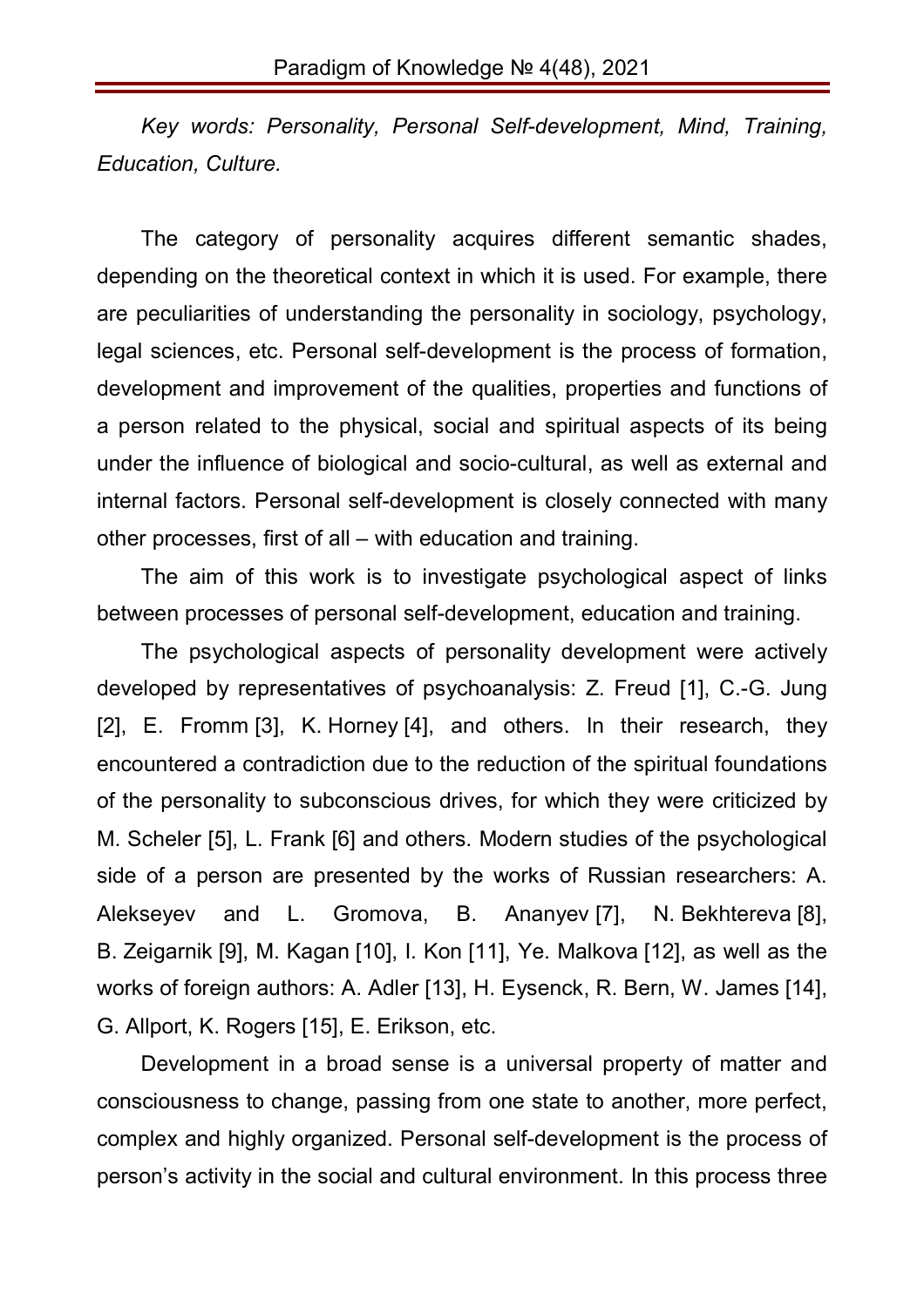*Key words: Personality, Personal Self-development, Mind, Training, Education, Culture.*

The category of personality acquires different semantic shades, depending on the theoretical context in which it is used. For example, there are peculiarities of understanding the personality in sociology, psychology, legal sciences, etc. Personal self-development is the process of formation, development and improvement of the qualities, properties and functions of a person related to the physical, social and spiritual aspects of its being under the influence of biological and socio-cultural, as well as external and internal factors. Personal self-development is closely connected with many other processes, first of all – with education and training.

The aim of this work is to investigate psychological aspect of links between processes of personal self-development, education and training.

The psychological aspects of personality development were actively developed by representatives of psychoanalysis: Z. Freud [1], C.-G. Jung [2], E. Fromm [3], K. Horney [4], and others. In their research, they encountered a contradiction due to the reduction of the spiritual foundations of the personality to subconscious drives, for which they were criticized by M. Scheler [5], L. Frank [6] and others. Modern studies of the psychological side of a person are presented by the works of Russian researchers: A. Alekseyev and L. Gromova, B. Ananyev [7], N. Bekhtereva [8], B. Zeigarnik [9], M. Kagan [10], I. Kon [11], Ye. Malkova [12], as well as the works of foreign authors: A. Adler [13], H. Eysenck, R. Bern, W. James [14], G. Allport, K. Rogers [15], E. Erikson, etc.

Development in a broad sense is a universal property of matter and consciousness to change, passing from one state to another, more perfect, complex and highly organized. Personal self-development is the process of person's activity in the social and cultural environment. In this process three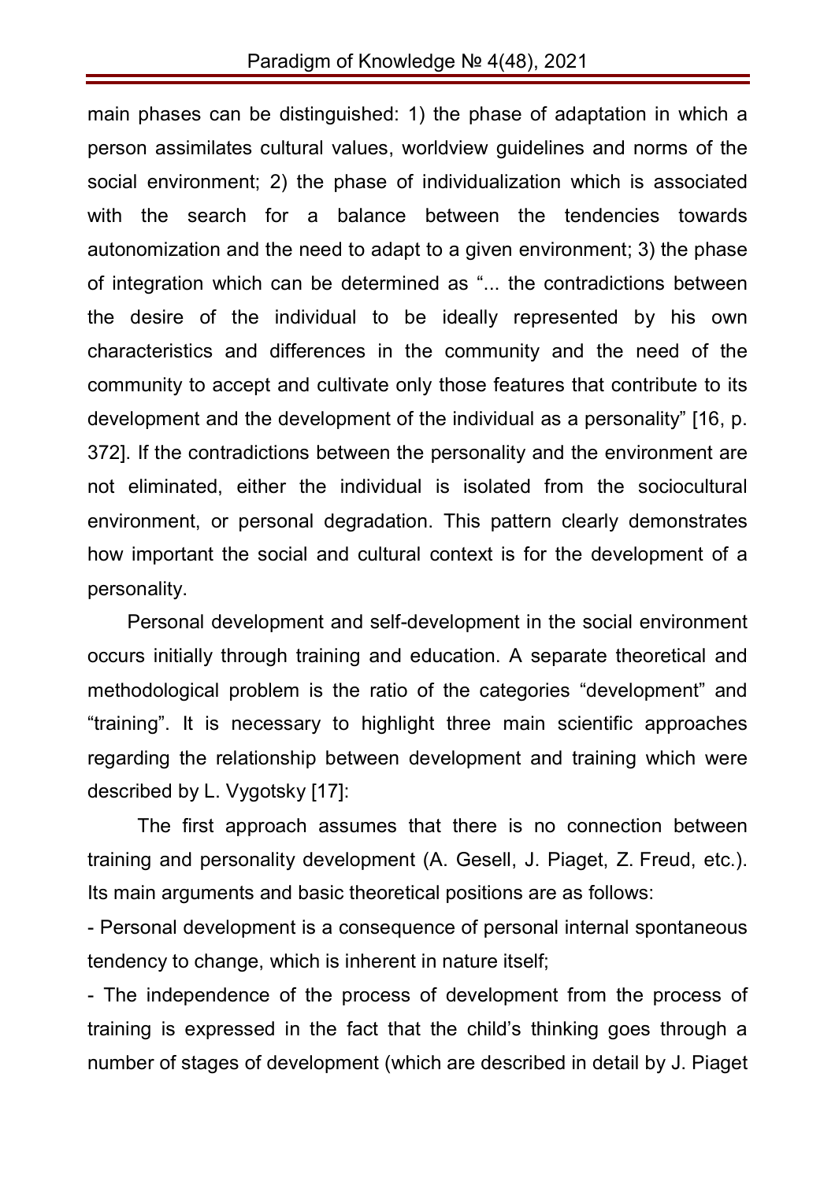main phases can be distinguished: 1) the phase of adaptation in which a person assimilates cultural values, worldview guidelines and norms of the social environment; 2) the phase of individualization which is associated with the search for a balance between the tendencies towards autonomization and the need to adapt to a given environment; 3) the phase of integration which can be determined as "... the contradictions between the desire of the individual to be ideally represented by his own characteristics and differences in the community and the need of the community to accept and cultivate only those features that contribute to its development and the development of the individual as a personality" [16, p. 372]. If the contradictions between the personality and the environment are not eliminated, either the individual is isolated from the sociocultural environment, or personal degradation. This pattern clearly demonstrates how important the social and cultural context is for the development of a personality.

Personal development and self-development in the social environment occurs initially through training and education. A separate theoretical and methodological problem is the ratio of the categories "development" and "training". It is necessary to highlight three main scientific approaches regarding the relationship between development and training which were described by L. Vygotsky [17]:

The first approach assumes that there is no connection between training and personality development (A. Gesell, J. Piaget, Z. Freud, etc.). Its main arguments and basic theoretical positions are as follows:

- Personal development is a consequence of personal internal spontaneous tendency to change, which is inherent in nature itself;
- The independence of the process of development from the process of training is expressed in the fact that the child's thinking goes through a number of stages of development (which are described in detail by J. Piaget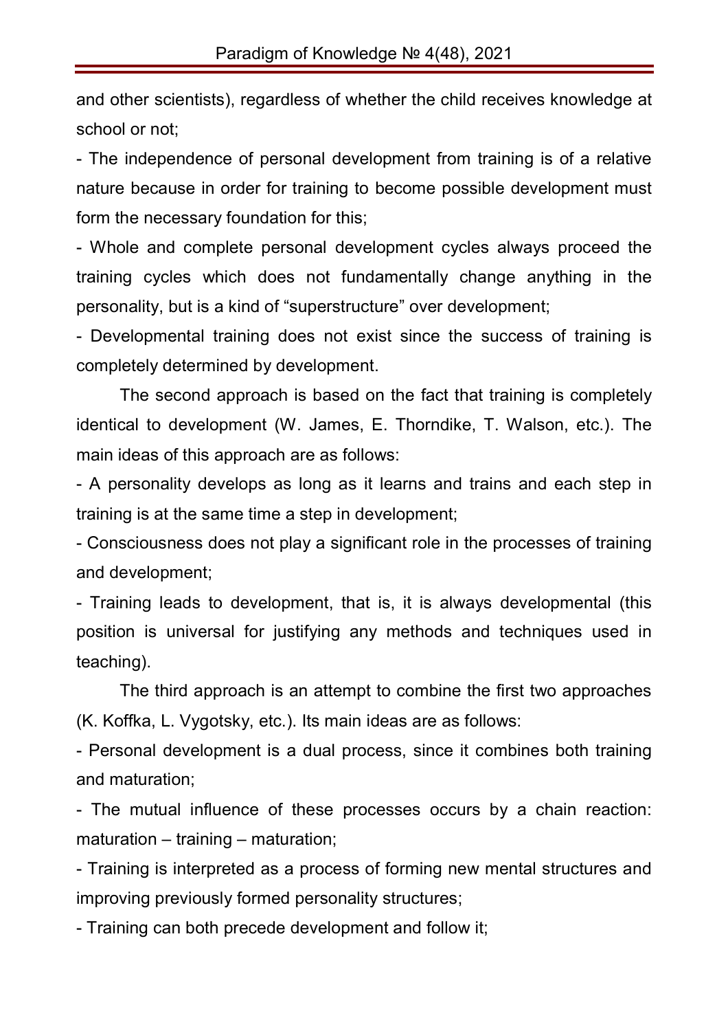and other scientists), regardless of whether the child receives knowledge at school or not;

- The independence of personal development from training is of a relative nature because in order for training to become possible development must form the necessary foundation for this;
- Whole and complete personal development cycles always proceed the training cycles which does not fundamentally change anything in the personality, but is a kind of "superstructure" over development;
- Developmental training does not exist since the success of training is completely determined by development.

The second approach is based on the fact that training is completely identical to development (W. James, E. Thorndike, T. Walson, etc.). The main ideas of this approach are as follows:

- A personality develops as long as it learns and trains and each step in training is at the same time a step in development;
- Consciousness does not play a significant role in the processes of training and development;
- Training leads to development, that is, it is always developmental (this position is universal for justifying any methods and techniques used in teaching).

The third approach is an attempt to combine the first two approaches (K. Koffka, L. Vygotsky, etc.). Its main ideas are as follows:

- Personal development is a dual process, since it combines both training and maturation;
- The mutual influence of these processes occurs by a chain reaction: maturation – training – maturation;
- Training is interpreted as a process of forming new mental structures and improving previously formed personality structures;
- Training can both precede development and follow it;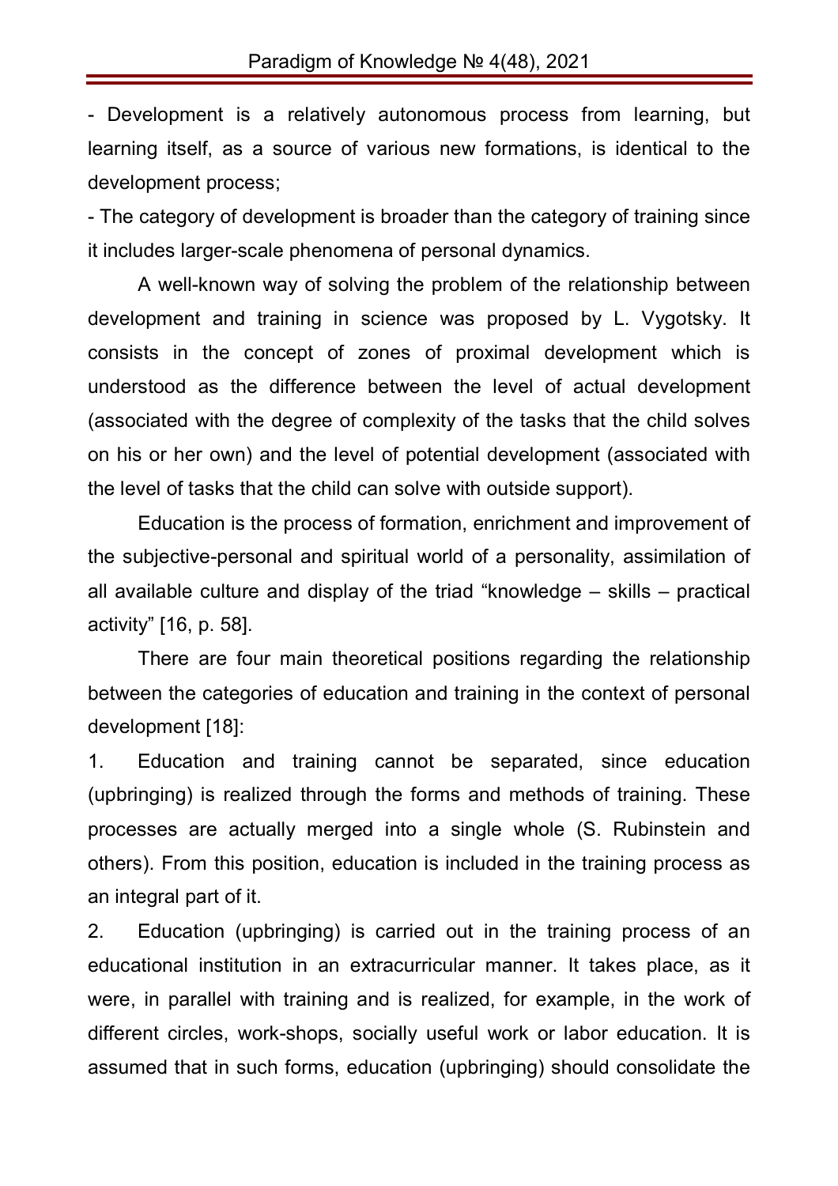- Development is a relatively autonomous process from learning, but learning itself, as a source of various new formations, is identical to the development process;

- The category of development is broader than the category of training since it includes larger-scale phenomena of personal dynamics.

A well-known way of solving the problem of the relationship between development and training in science was proposed by L. Vygotsky. It consists in the concept of zones of proximal development which is understood as the difference between the level of actual development (associated with the degree of complexity of the tasks that the child solves on his or her own) and the level of potential development (associated with the level of tasks that the child can solve with outside support).

Education is the process of formation, enrichment and improvement of the subjective-personal and spiritual world of a personality, assimilation of all available culture and display of the triad "knowledge – skills – practical activity" [16, p. 58].

There are four main theoretical positions regarding the relationship between the categories of education and training in the context of personal development [18]:

1. Education and training cannot be separated, since education (upbringing) is realized through the forms and methods of training. These processes are actually merged into a single whole (S. Rubinstein and others). From this position, education is included in the training process as an integral part of it.
2. Education (upbringing) is carried out in the training process of an educational institution in an extracurricular manner. It takes place, as it were, in parallel with training and is realized, for example, in the work of different circles, work-shops, socially useful work or labor education. It is assumed that in such forms, education (upbringing) should consolidate the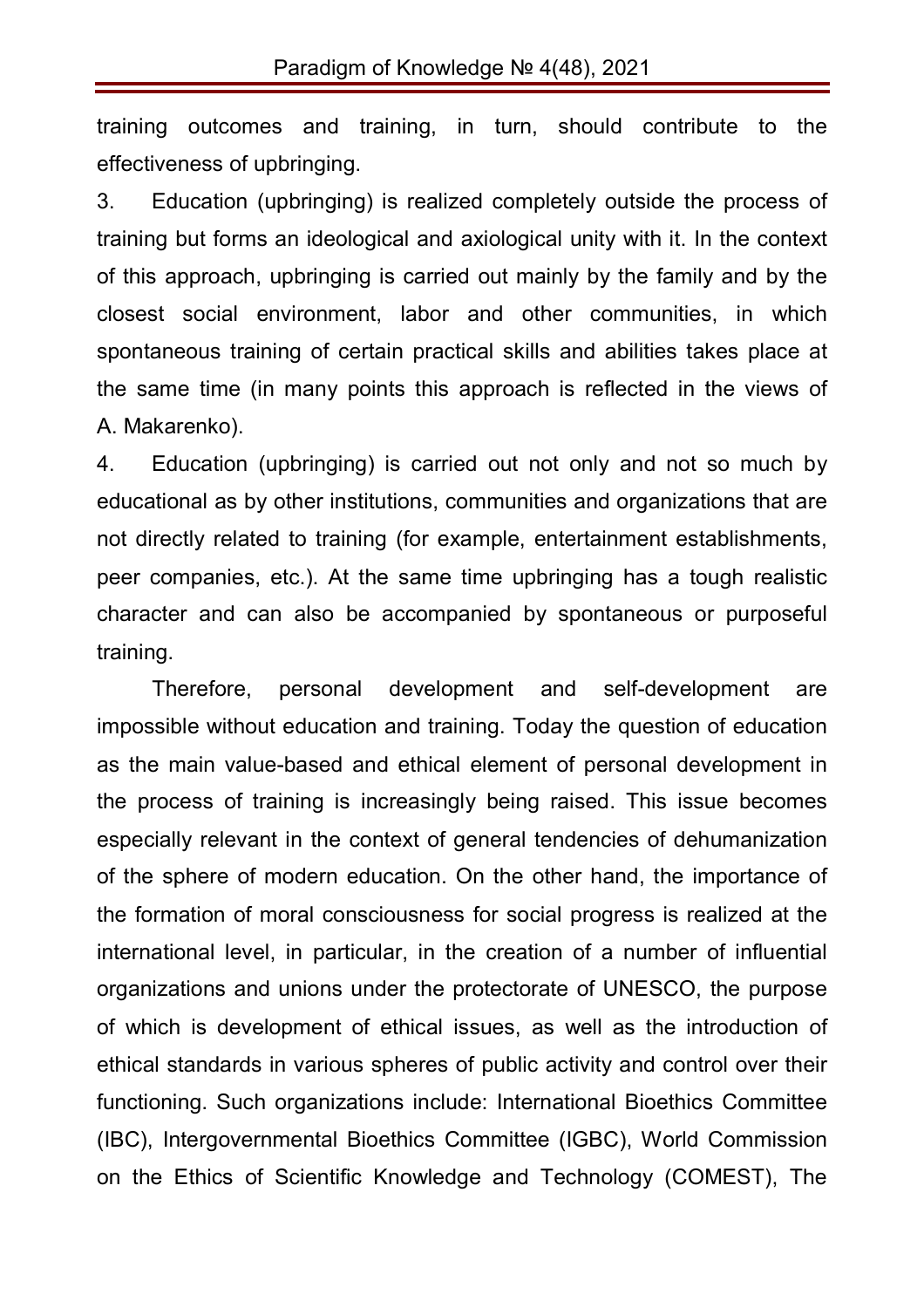training outcomes and training, in turn, should contribute to the effectiveness of upbringing.

3. Education (upbringing) is realized completely outside the process of training but forms an ideological and axiological unity with it. In the context of this approach, upbringing is carried out mainly by the family and by the closest social environment, labor and other communities, in which spontaneous training of certain practical skills and abilities takes place at the same time (in many points this approach is reflected in the views of A. Makarenko).

4. Education (upbringing) is carried out not only and not so much by educational as by other institutions, communities and organizations that are not directly related to training (for example, entertainment establishments, peer companies, etc.). At the same time upbringing has a tough realistic character and can also be accompanied by spontaneous or purposeful training.

Therefore, personal development and self-development are impossible without education and training. Today the question of education as the main value-based and ethical element of personal development in the process of training is increasingly being raised. This issue becomes especially relevant in the context of general tendencies of dehumanization of the sphere of modern education. On the other hand, the importance of the formation of moral consciousness for social progress is realized at the international level, in particular, in the creation of a number of influential organizations and unions under the protectorate of UNESCO, the purpose of which is development of ethical issues, as well as the introduction of ethical standards in various spheres of public activity and control over their functioning. Such organizations include: International Bioethics Committee (IBC), Intergovernmental Bioethics Committee (IGBC), World Commission on the Ethics of Scientific Knowledge and Technology (COMEST), The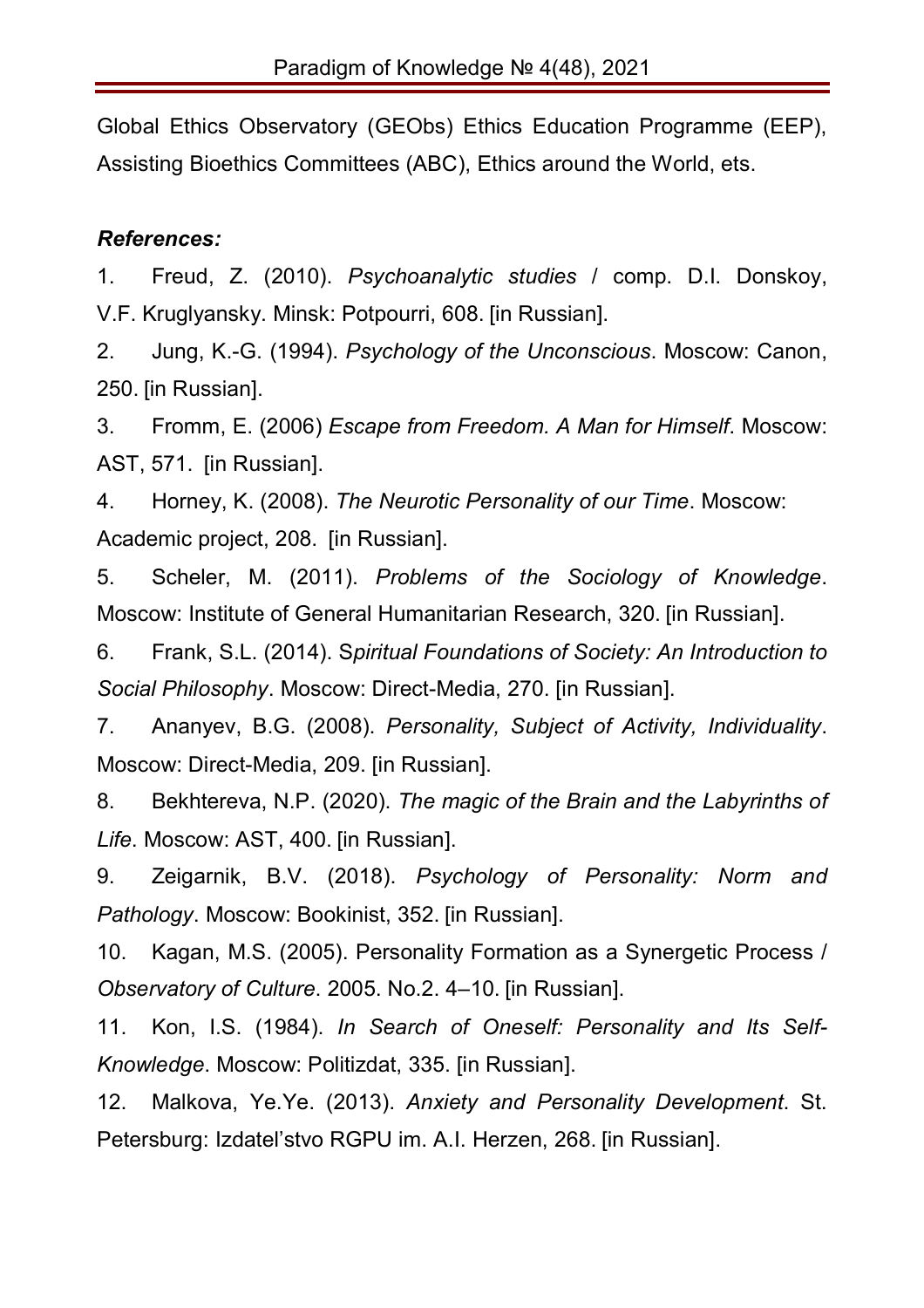Global Ethics Observatory (GEObs) Ethics Education Programme (EEP), Assisting Bioethics Committees (ABC), Ethics around the World, ets.

***References:***

1. Freud, Z. (2010). *Psychoanalytic studies* / comp. D.I. Donskoy, V.F. Kruglyansky. Minsk: Potpourri, 608. [in Russian].
2. Jung, K.-G. (1994). *Psychology of the Unconscious*. Moscow: Canon, 250. [in Russian].
3. Fromm, E. (2006) *Escape from Freedom. A Man for Himself*. Moscow: AST, 571. [in Russian].
4. Horney, K. (2008). *The Neurotic Personality of our Time*. Moscow: Academic project, 208. [in Russian].
5. Scheler, M. (2011). *Problems of the Sociology of Knowledge*. Moscow: Institute of General Humanitarian Research, 320. [in Russian].
6. Frank, S.L. (2014). S*piritual Foundations of Society: An Introduction to Social Philosophy*. Moscow: Direct-Media, 270. [in Russian].
7. Ananyev, B.G. (2008). *Personality, Subject of Activity, Individuality*. Moscow: Direct-Media, 209. [in Russian].
8. Bekhtereva, N.P. (2020). *The magic of the Brain and the Labyrinths of Life*. Moscow: AST, 400. [in Russian].
9. Zeigarnik, B.V. (2018). *Psychology of Personality: Norm and Pathology*. Moscow: Bookinist, 352. [in Russian].
10. Kagan, M.S. (2005). Personality Formation as a Synergetic Process / *Observatory of Culture*. 2005. No.2. 4–10. [in Russian].
11. Kon, I.S. (1984). *In Search of Oneself: Personality and Its Self-Knowledge*. Moscow: Politizdat, 335. [in Russian].
12. Malkova, Ye.Ye. (2013). *Anxiety and Personality Development*. St. Petersburg: Izdatel'stvo RGPU im. A.I. Herzen, 268. [in Russian].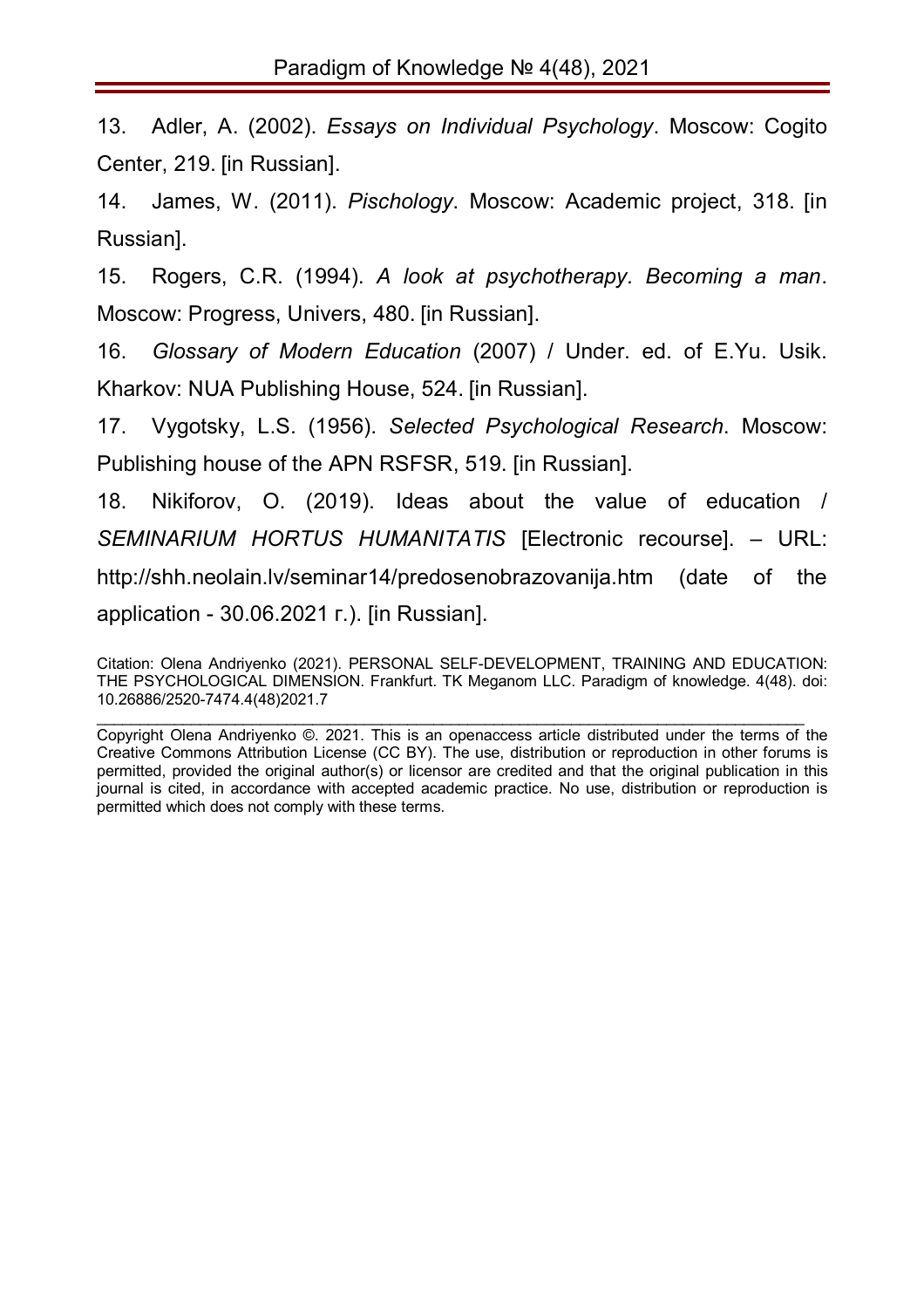13. Adler, A. (2002). *Essays on Individual Psychology*. Moscow: Cogito Center, 219. [in Russian].

14. James, W. (2011). *Pischology*. Moscow: Academic project, 318. [in Russian].

15. Rogers, C.R. (1994). *A look at psychotherapy. Becoming a man*. Moscow: Progress, Univers, 480. [in Russian].

16. *Glossary of Modern Education* (2007) / Under. ed. of E.Yu. Usik. Kharkov: NUA Publishing House, 524. [in Russian].

17. Vygotsky, L.S. (1956). *Selected Psychological Research*. Moscow: Publishing house of the APN RSFSR, 519. [in Russian].

18. Nikiforov, O. (2019). Ideas about the value of education / *SEMINARIUM HORTUS HUMANITATIS* [Electronic recourse]. – URL: http://shh.neolain.lv/seminar14/predosenobrazovanija.htm (date of the application - 30.06.2021 г.). [in Russian].

Citation: Olena Andriyenko (2021). PERSONAL SELF-DEVELOPMENT, TRAINING AND EDUCATION: THE PSYCHOLOGICAL DIMENSION. Frankfurt. TK Meganom LLC. Paradigm of knowledge. 4(48). doi: 10.26886/2520-7474.4(48)2021.7

---

Copyright Olena Andriyenko ©. 2021. This is an openaccess article distributed under the terms of the Creative Commons Attribution License (CC BY). The use, distribution or reproduction in other forums is permitted, provided the original author(s) or licensor are credited and that the original publication in this journal is cited, in accordance with accepted academic practice. No use, distribution or reproduction is permitted which does not comply with these terms.